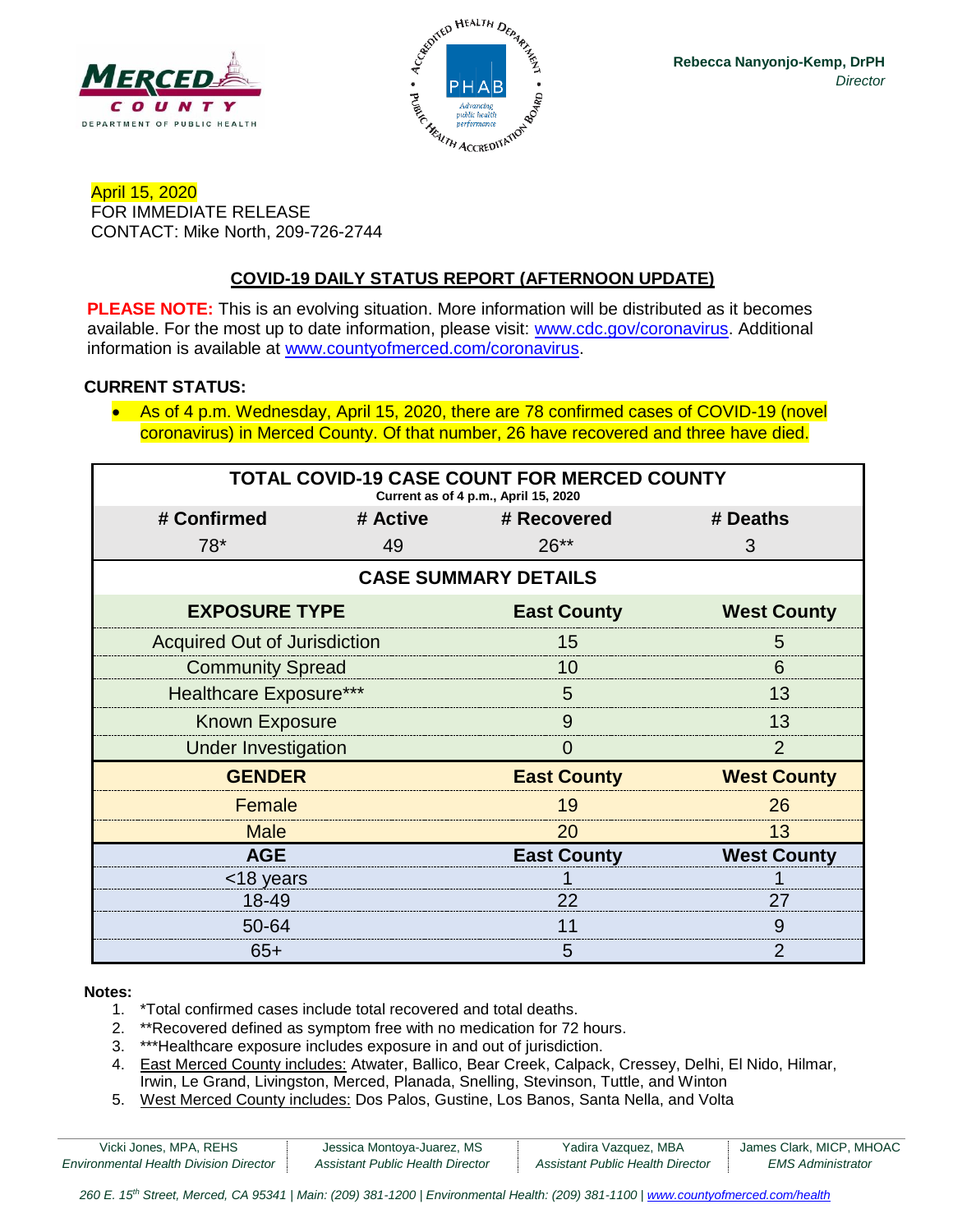Rebecca Nanyonjo-Kemp, DrPH
*Director*

April 15, 2020
FOR IMMEDIATE RELEASE
CONTACT: Mike North, 209-726-2744

## COVID-19 DAILY STATUS REPORT (AFTERNOON UPDATE)

**PLEASE NOTE:** This is an evolving situation. More information will be distributed as it becomes available. For the most up to date information, please visit: www.cdc.gov/coronavirus. Additional information is available at www.countyofmerced.com/coronavirus.

**CURRENT STATUS:**

- As of 4 p.m. Wednesday, April 15, 2020, there are 78 confirmed cases of COVID-19 (novel coronavirus) in Merced County. Of that number, 26 have recovered and three have died.

**TOTAL COVID-19 CASE COUNT FOR MERCED COUNTY**
Current as of 4 p.m., April 15, 2020

| # Confirmed | # Active | # Recovered | # Deaths |
|---|---|---|---|
| 78* | 49 | 26** | 3 |

**CASE SUMMARY DETAILS**

| EXPOSURE TYPE | East County | West County |
|---|---|---|
| Acquired Out of Jurisdiction | 15 | 5 |
| Community Spread | 10 | 6 |
| Healthcare Exposure*** | 5 | 13 |
| Known Exposure | 9 | 13 |
| Under Investigation | 0 | 2 |
| **GENDER** | **East County** | **West County** |
| Female | 19 | 26 |
| Male | 20 | 13 |
| **AGE** | **East County** | **West County** |
| <18 years | 1 | 1 |
| 18-49 | 22 | 27 |
| 50-64 | 11 | 9 |
| 65+ | 5 | 2 |

**Notes:**

1. *Total confirmed cases include total recovered and total deaths.
2. **Recovered defined as symptom free with no medication for 72 hours.
3. ***Healthcare exposure includes exposure in and out of jurisdiction.
4. East Merced County includes: Atwater, Ballico, Bear Creek, Calpack, Cressey, Delhi, El Nido, Hilmar, Irwin, Le Grand, Livingston, Merced, Planada, Snelling, Stevinson, Tuttle, and Winton
5. West Merced County includes: Dos Palos, Gustine, Los Banos, Santa Nella, and Volta

Vicki Jones, MPA, REHS, *Environmental Health Division Director* | Jessica Montoya-Juarez, MS, *Assistant Public Health Director* | Yadira Vazquez, MBA, *Assistant Public Health Director* | James Clark, MICP, MHOAC, *EMS Administrator*

*260 E. 15th Street, Merced, CA 95341 | Main: (209) 381-1200 | Environmental Health: (209) 381-1100 | www.countyofmerced.com/health*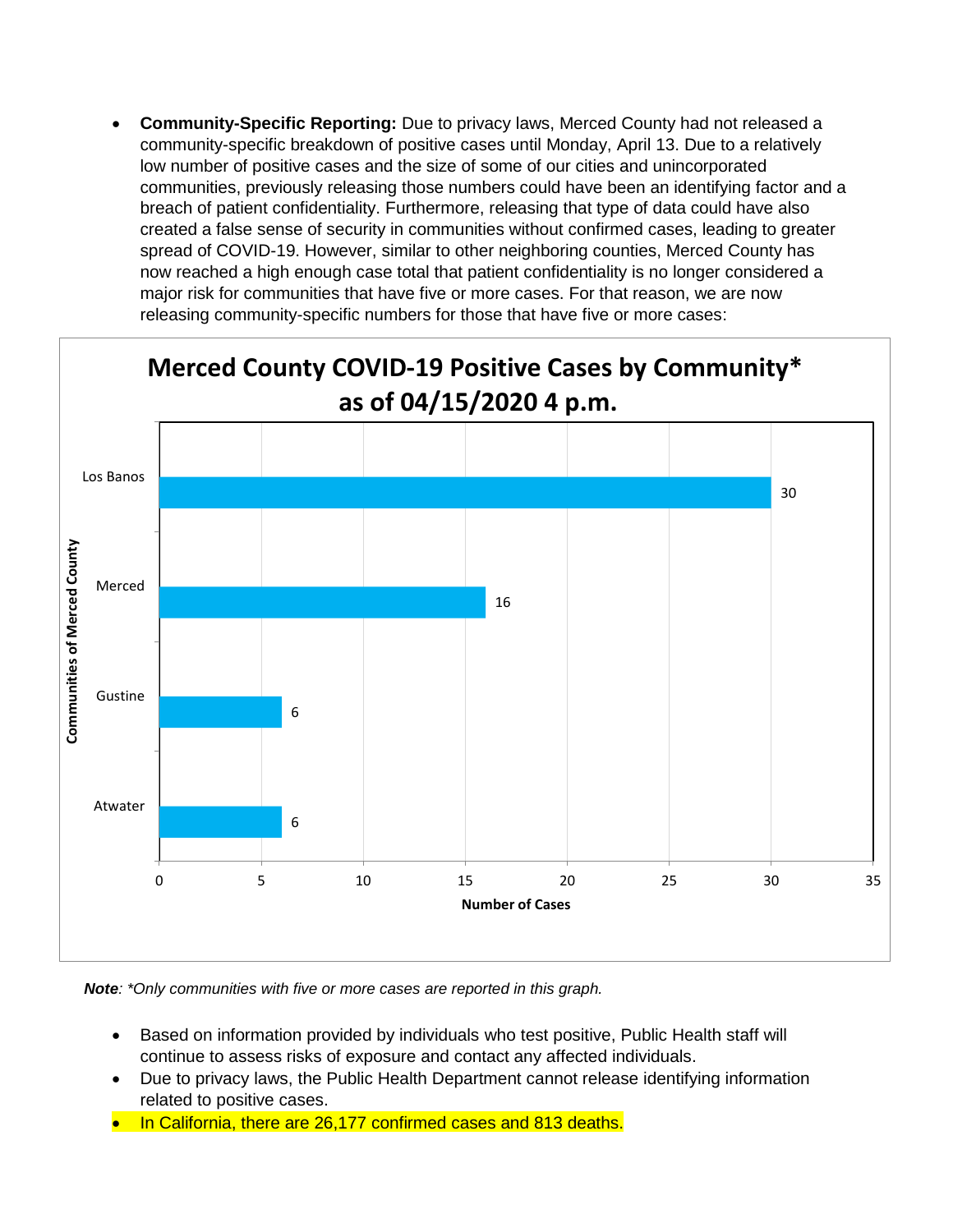- **Community-Specific Reporting:** Due to privacy laws, Merced County had not released a community-specific breakdown of positive cases until Monday, April 13. Due to a relatively low number of positive cases and the size of some of our cities and unincorporated communities, previously releasing those numbers could have been an identifying factor and a breach of patient confidentiality. Furthermore, releasing that type of data could have also created a false sense of security in communities without confirmed cases, leading to greater spread of COVID-19. However, similar to other neighboring counties, Merced County has now reached a high enough case total that patient confidentiality is no longer considered a major risk for communities that have five or more cases. For that reason, we are now releasing community-specific numbers for those that have five or more cases:

**Merced County COVID-19 Positive Cases by Community\* as of 04/15/2020 4 p.m.**

| Communities of Merced County | Number of Cases |
| --- | --- |
| Los Banos | 30 |
| Merced | 16 |
| Gustine | 6 |
| Atwater | 6 |

***Note**: \*Only communities with five or more cases are reported in this graph.*

- Based on information provided by individuals who test positive, Public Health staff will continue to assess risks of exposure and contact any affected individuals.
- Due to privacy laws, the Public Health Department cannot release identifying information related to positive cases.
- In California, there are 26,177 confirmed cases and 813 deaths.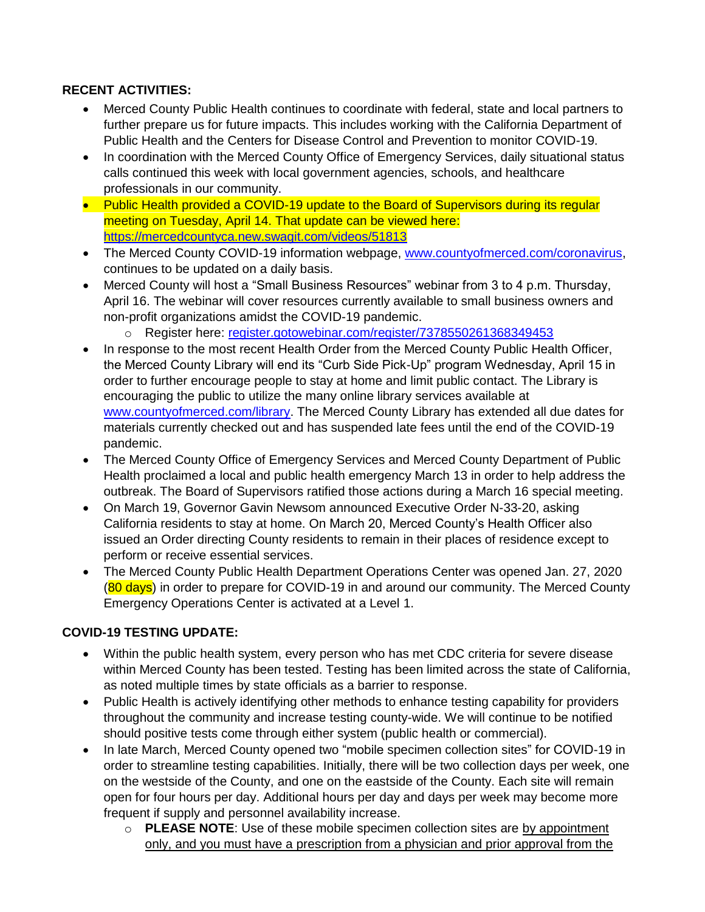**RECENT ACTIVITIES:**

- Merced County Public Health continues to coordinate with federal, state and local partners to further prepare us for future impacts. This includes working with the California Department of Public Health and the Centers for Disease Control and Prevention to monitor COVID-19.
- In coordination with the Merced County Office of Emergency Services, daily situational status calls continued this week with local government agencies, schools, and healthcare professionals in our community.
- Public Health provided a COVID-19 update to the Board of Supervisors during its regular meeting on Tuesday, April 14. That update can be viewed here: https://mercedcountyca.new.swagit.com/videos/51813
- The Merced County COVID-19 information webpage, www.countyofmerced.com/coronavirus, continues to be updated on a daily basis.
- Merced County will host a "Small Business Resources" webinar from 3 to 4 p.m. Thursday, April 16. The webinar will cover resources currently available to small business owners and non-profit organizations amidst the COVID-19 pandemic.
    - Register here: register.gotowebinar.com/register/7378550261368349453
- In response to the most recent Health Order from the Merced County Public Health Officer, the Merced County Library will end its "Curb Side Pick-Up" program Wednesday, April 15 in order to further encourage people to stay at home and limit public contact. The Library is encouraging the public to utilize the many online library services available at www.countyofmerced.com/library. The Merced County Library has extended all due dates for materials currently checked out and has suspended late fees until the end of the COVID-19 pandemic.
- The Merced County Office of Emergency Services and Merced County Department of Public Health proclaimed a local and public health emergency March 13 in order to help address the outbreak. The Board of Supervisors ratified those actions during a March 16 special meeting.
- On March 19, Governor Gavin Newsom announced Executive Order N-33-20, asking California residents to stay at home. On March 20, Merced County's Health Officer also issued an Order directing County residents to remain in their places of residence except to perform or receive essential services.
- The Merced County Public Health Department Operations Center was opened Jan. 27, 2020 (80 days) in order to prepare for COVID-19 in and around our community. The Merced County Emergency Operations Center is activated at a Level 1.

**COVID-19 TESTING UPDATE:**

- Within the public health system, every person who has met CDC criteria for severe disease within Merced County has been tested. Testing has been limited across the state of California, as noted multiple times by state officials as a barrier to response.
- Public Health is actively identifying other methods to enhance testing capability for providers throughout the community and increase testing county-wide. We will continue to be notified should positive tests come through either system (public health or commercial).
- In late March, Merced County opened two "mobile specimen collection sites" for COVID-19 in order to streamline testing capabilities. Initially, there will be two collection days per week, one on the westside of the County, and one on the eastside of the County. Each site will remain open for four hours per day. Additional hours per day and days per week may become more frequent if supply and personnel availability increase.
    - **PLEASE NOTE**: Use of these mobile specimen collection sites are by appointment only, and you must have a prescription from a physician and prior approval from the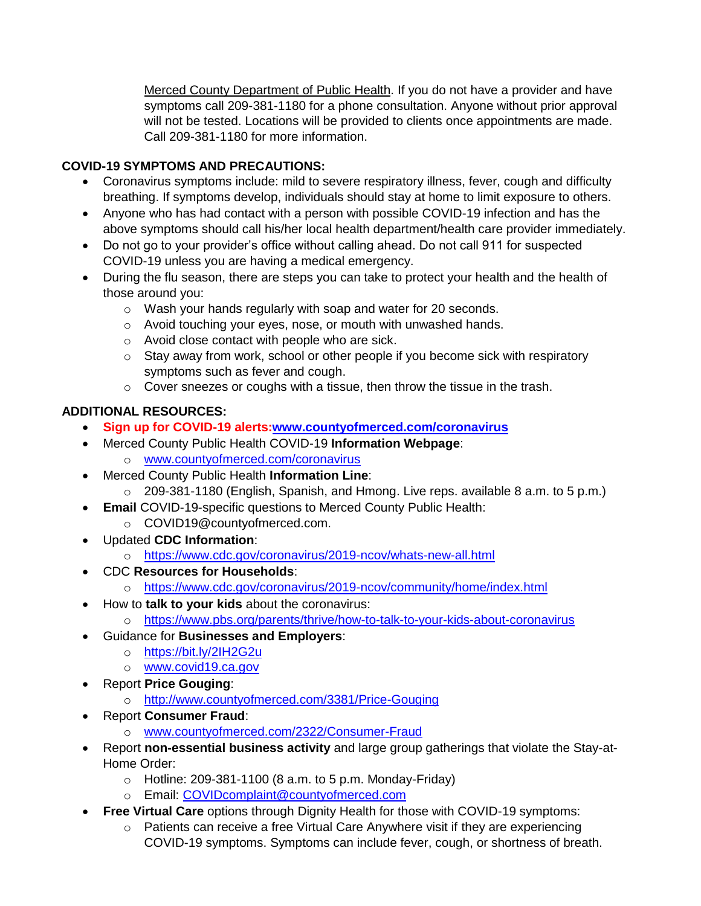Merced County Department of Public Health. If you do not have a provider and have symptoms call 209-381-1180 for a phone consultation. Anyone without prior approval will not be tested. Locations will be provided to clients once appointments are made. Call 209-381-1180 for more information.

**COVID-19 SYMPTOMS AND PRECAUTIONS:**

- Coronavirus symptoms include: mild to severe respiratory illness, fever, cough and difficulty breathing. If symptoms develop, individuals should stay at home to limit exposure to others.
- Anyone who has had contact with a person with possible COVID-19 infection and has the above symptoms should call his/her local health department/health care provider immediately.
- Do not go to your provider's office without calling ahead. Do not call 911 for suspected COVID-19 unless you are having a medical emergency.
- During the flu season, there are steps you can take to protect your health and the health of those around you:
  - Wash your hands regularly with soap and water for 20 seconds.
  - Avoid touching your eyes, nose, or mouth with unwashed hands.
  - Avoid close contact with people who are sick.
  - Stay away from work, school or other people if you become sick with respiratory symptoms such as fever and cough.
  - Cover sneezes or coughs with a tissue, then throw the tissue in the trash.

**ADDITIONAL RESOURCES:**

- **Sign up for COVID-19 alerts:www.countyofmerced.com/coronavirus**
- Merced County Public Health COVID-19 **Information Webpage**:
  - www.countyofmerced.com/coronavirus
- Merced County Public Health **Information Line**:
  - 209-381-1180 (English, Spanish, and Hmong. Live reps. available 8 a.m. to 5 p.m.)
- **Email** COVID-19-specific questions to Merced County Public Health:
  - COVID19@countyofmerced.com.
- Updated **CDC Information**:
  - https://www.cdc.gov/coronavirus/2019-ncov/whats-new-all.html
- CDC **Resources for Households**:
  - https://www.cdc.gov/coronavirus/2019-ncov/community/home/index.html
- How to **talk to your kids** about the coronavirus:
  - https://www.pbs.org/parents/thrive/how-to-talk-to-your-kids-about-coronavirus
- Guidance for **Businesses and Employers**:
  - https://bit.ly/2IH2G2u
  - www.covid19.ca.gov
- Report **Price Gouging**:
  - http://www.countyofmerced.com/3381/Price-Gouging
- Report **Consumer Fraud**:
  - www.countyofmerced.com/2322/Consumer-Fraud
- Report **non-essential business activity** and large group gatherings that violate the Stay-at-Home Order:
  - Hotline: 209-381-1100 (8 a.m. to 5 p.m. Monday-Friday)
  - Email: COVIDcomplaint@countyofmerced.com
- **Free Virtual Care** options through Dignity Health for those with COVID-19 symptoms:
  - Patients can receive a free Virtual Care Anywhere visit if they are experiencing COVID-19 symptoms. Symptoms can include fever, cough, or shortness of breath.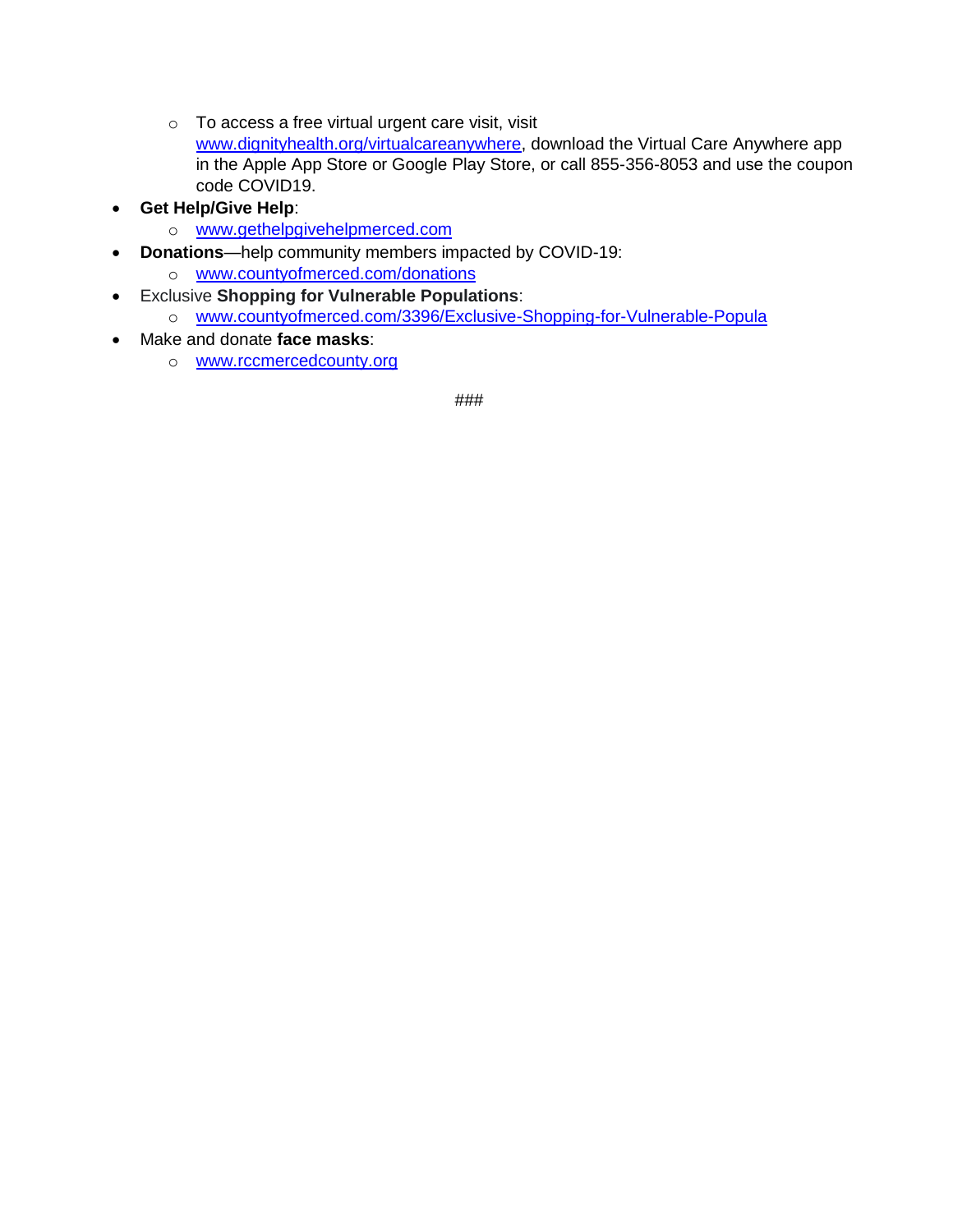- To access a free virtual urgent care visit, visit www.dignityhealth.org/virtualcareanywhere, download the Virtual Care Anywhere app in the Apple App Store or Google Play Store, or call 855-356-8053 and use the coupon code COVID19.
- **Get Help/Give Help**:
    - www.gethelpgivehelpmerced.com
- **Donations**—help community members impacted by COVID-19:
    - www.countyofmerced.com/donations
- Exclusive **Shopping for Vulnerable Populations**:
    - www.countyofmerced.com/3396/Exclusive-Shopping-for-Vulnerable-Popula
- Make and donate **face masks**:
    - www.rccmercedcounty.org

###